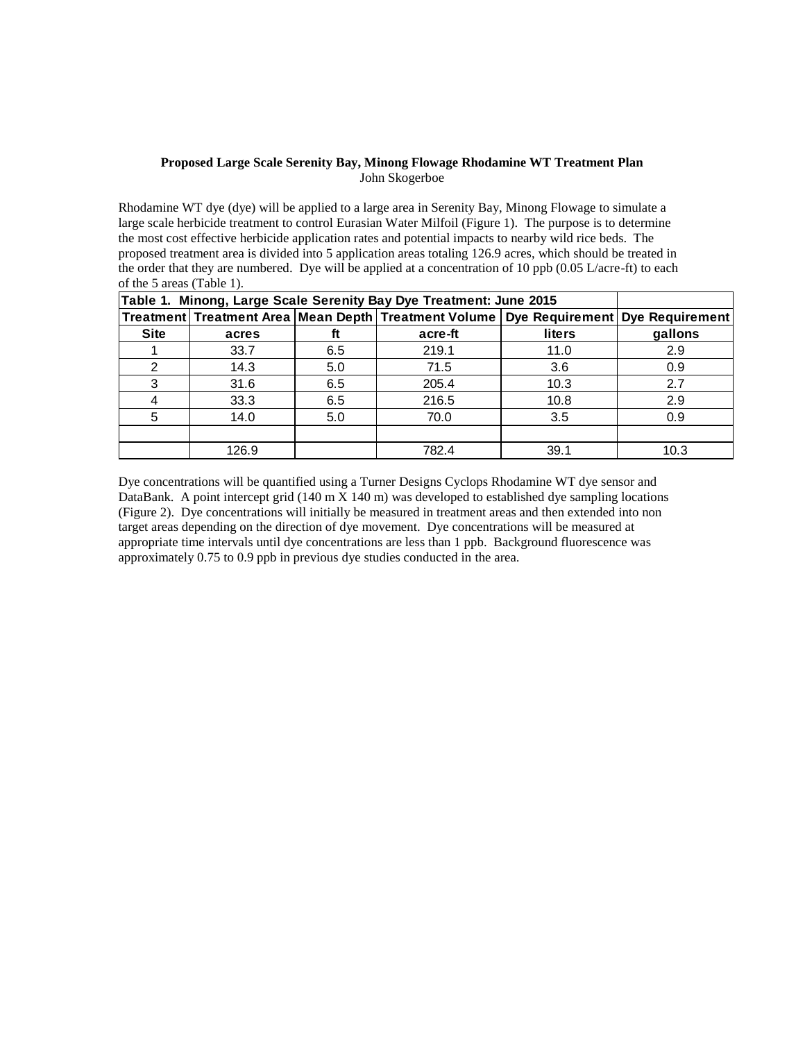**Proposed Large Scale Serenity Bay, Minong Flowage Rhodamine WT Treatment Plan**
John Skogerboe

Rhodamine WT dye (dye) will be applied to a large area in Serenity Bay, Minong Flowage to simulate a large scale herbicide treatment to control Eurasian Water Milfoil (Figure 1). The purpose is to determine the most cost effective herbicide application rates and potential impacts to nearby wild rice beds. The proposed treatment area is divided into 5 application areas totaling 126.9 acres, which should be treated in the order that they are numbered. Dye will be applied at a concentration of 10 ppb (0.05 L/acre-ft) to each of the 5 areas (Table 1).

**Table 1. Minong, Large Scale Serenity Bay Dye Treatment: June 2015**

| Treatment Site | Treatment Area acres | Mean Depth ft | Treatment Volume acre-ft | Dye Requirement liters | Dye Requirement gallons |
|---|---|---|---|---|---|
| 1 | 33.7 | 6.5 | 219.1 | 11.0 | 2.9 |
| 2 | 14.3 | 5.0 | 71.5 | 3.6 | 0.9 |
| 3 | 31.6 | 6.5 | 205.4 | 10.3 | 2.7 |
| 4 | 33.3 | 6.5 | 216.5 | 10.8 | 2.9 |
| 5 | 14.0 | 5.0 | 70.0 | 3.5 | 0.9 |
| | | | | | |
| | 126.9 | | 782.4 | 39.1 | 10.3 |

Dye concentrations will be quantified using a Turner Designs Cyclops Rhodamine WT dye sensor and DataBank. A point intercept grid (140 m X 140 m) was developed to established dye sampling locations (Figure 2). Dye concentrations will initially be measured in treatment areas and then extended into non target areas depending on the direction of dye movement. Dye concentrations will be measured at appropriate time intervals until dye concentrations are less than 1 ppb. Background fluorescence was approximately 0.75 to 0.9 ppb in previous dye studies conducted in the area.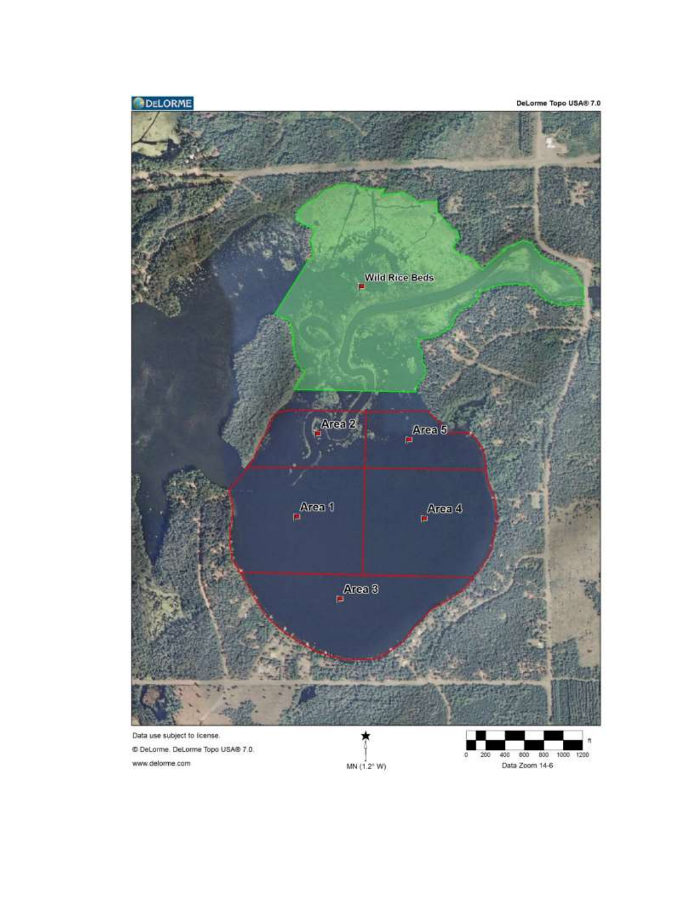DeLorme Topo USA® 7.0

Wild Rice Beds

Area 2

Area 5

Area 1

Area 4

Area 3

Data use subject to license.

© DeLorme. DeLorme Topo USA® 7.0.

www.delorme.com

MN (1.2° W)

0 200 400 600 800 1000 1200 ft

Data Zoom 14-6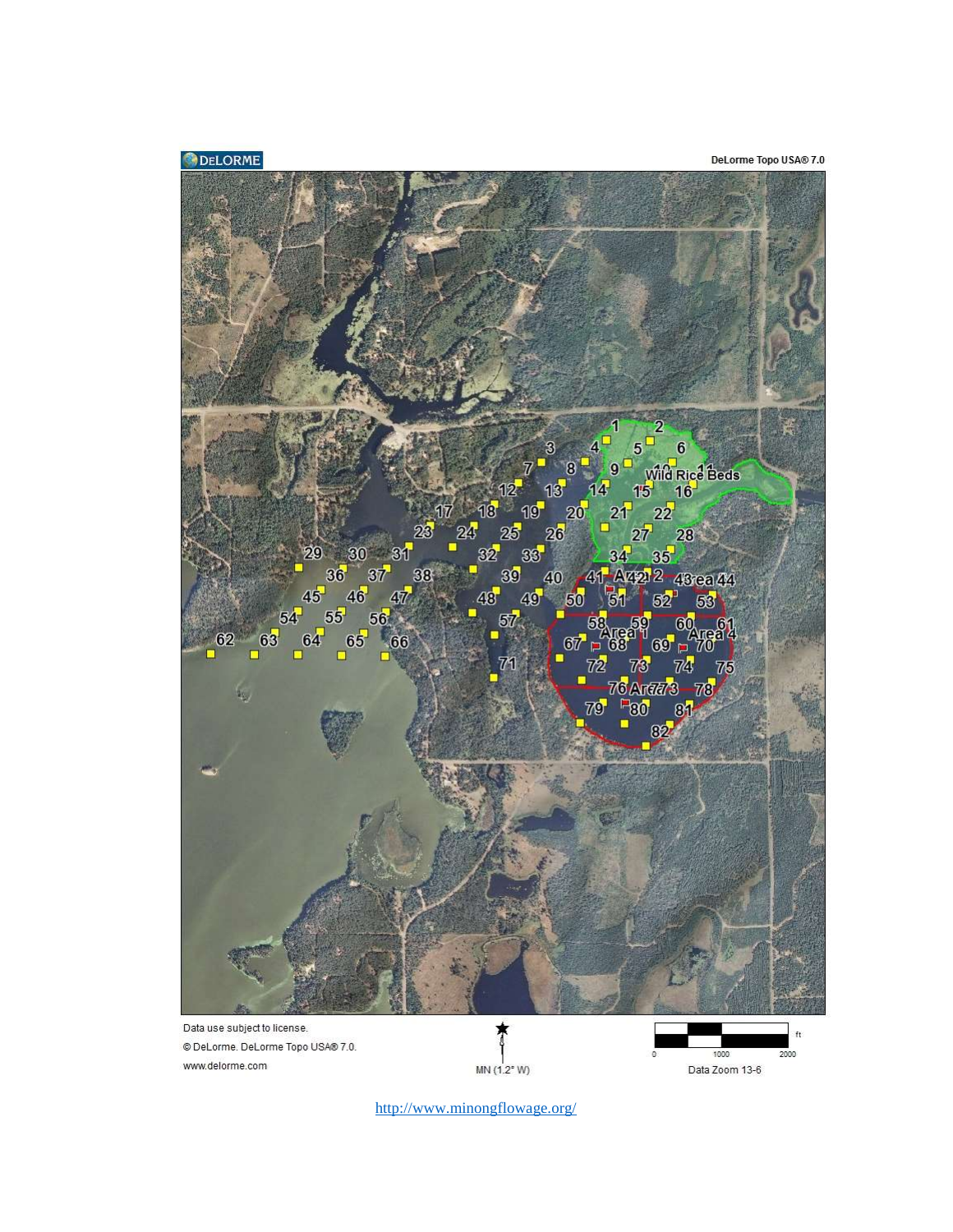DeLorme Topo USA® 7.0

Data use subject to license.

© DeLorme. DeLorme Topo USA® 7.0.

www.delorme.com

MN (1.2° W)

Data Zoom 13-6

http://www.minongflowage.org/